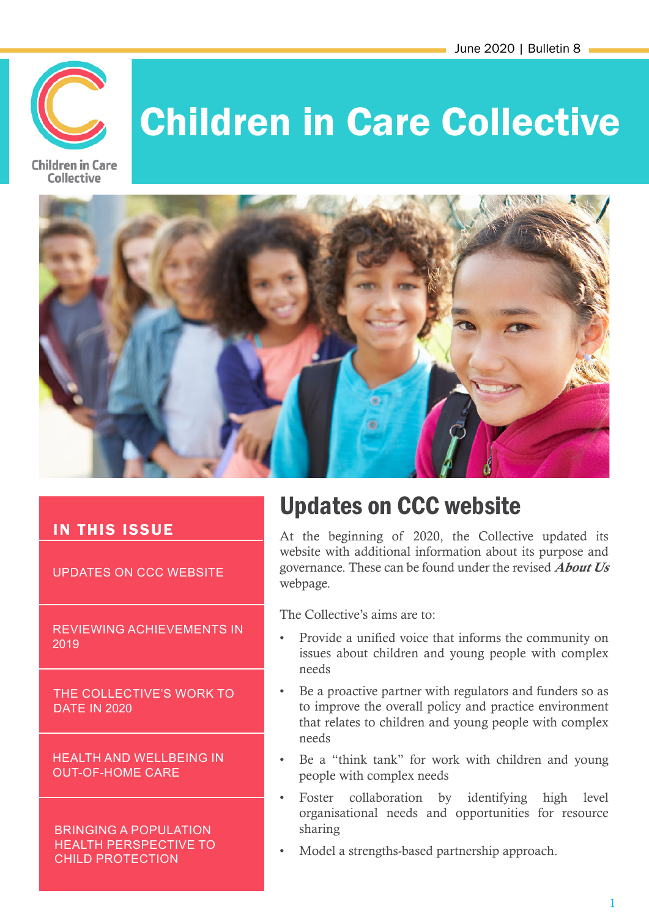June 2020 | Bulletin 8

# Children in Care Collective

## IN THIS ISSUE

- UPDATES ON CCC WEBSITE
- REVIEWING ACHIEVEMENTS IN 2019
- THE COLLECTIVE'S WORK TO DATE IN 2020
- HEALTH AND WELLBEING IN OUT-OF-HOME CARE
- BRINGING A POPULATION HEALTH PERSPECTIVE TO CHILD PROTECTION

## Updates on CCC website

At the beginning of 2020, the Collective updated its website with additional information about its purpose and governance. These can be found under the revised ***About Us*** webpage.

The Collective's aims are to:

- Provide a unified voice that informs the community on issues about children and young people with complex needs
- Be a proactive partner with regulators and funders so as to improve the overall policy and practice environment that relates to children and young people with complex needs
- Be a "think tank" for work with children and young people with complex needs
- Foster collaboration by identifying high level organisational needs and opportunities for resource sharing
- Model a strengths-based partnership approach.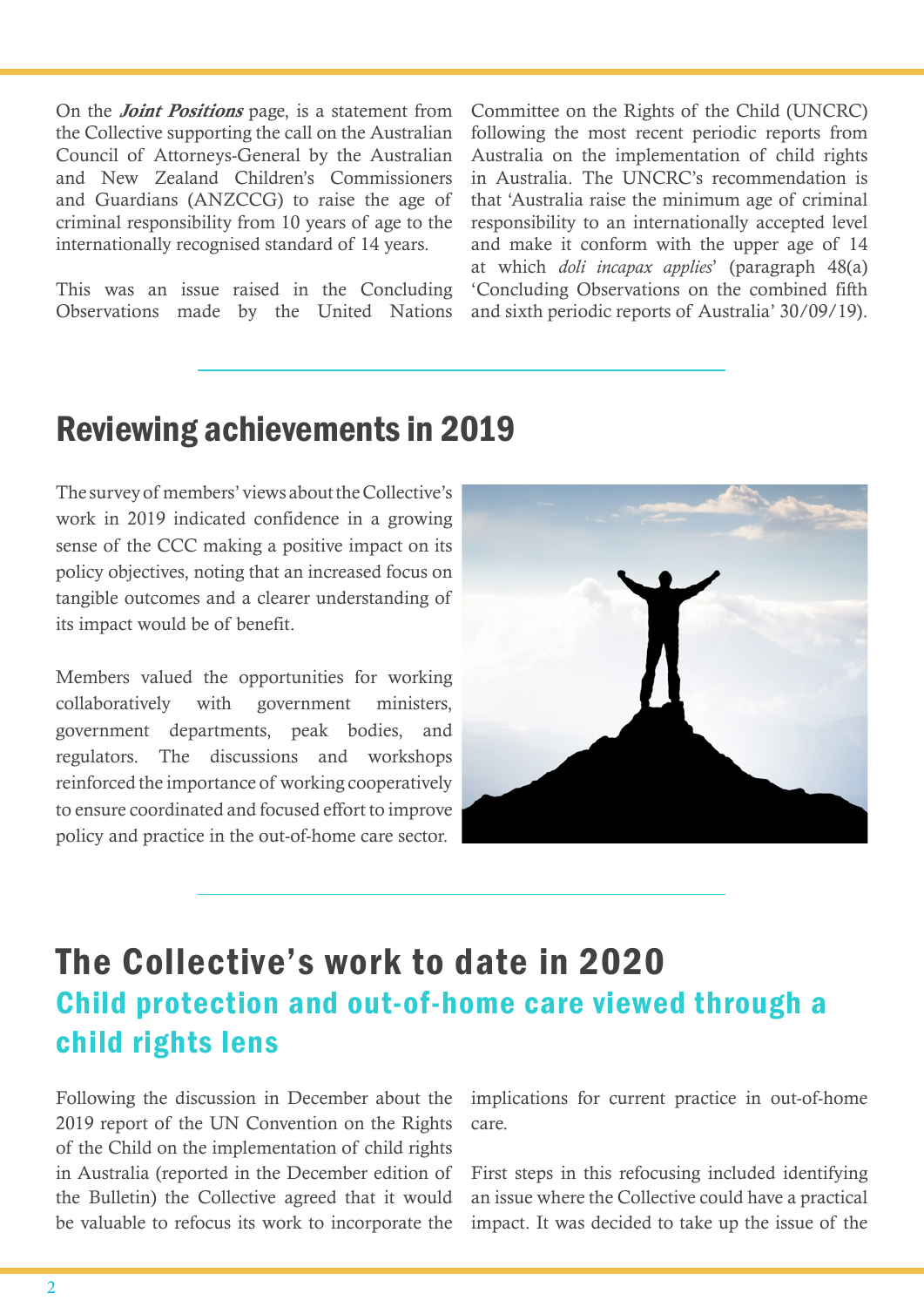On the ***Joint Positions*** page, is a statement from the Collective supporting the call on the Australian Council of Attorneys-General by the Australian and New Zealand Children's Commissioners and Guardians (ANZCCG) to raise the age of criminal responsibility from 10 years of age to the internationally recognised standard of 14 years.

This was an issue raised in the Concluding Observations made by the United Nations Committee on the Rights of the Child (UNCRC) following the most recent periodic reports from Australia on the implementation of child rights in Australia. The UNCRC's recommendation is that 'Australia raise the minimum age of criminal responsibility to an internationally accepted level and make it conform with the upper age of 14 at which *doli incapax applies*' (paragraph 48(a) 'Concluding Observations on the combined fifth and sixth periodic reports of Australia' 30/09/19).

## Reviewing achievements in 2019

The survey of members' views about the Collective's work in 2019 indicated confidence in a growing sense of the CCC making a positive impact on its policy objectives, noting that an increased focus on tangible outcomes and a clearer understanding of its impact would be of benefit.

Members valued the opportunities for working collaboratively with government ministers, government departments, peak bodies, and regulators. The discussions and workshops reinforced the importance of working cooperatively to ensure coordinated and focused effort to improve policy and practice in the out-of-home care sector.

## The Collective's work to date in 2020

### Child protection and out-of-home care viewed through a child rights lens

Following the discussion in December about the 2019 report of the UN Convention on the Rights of the Child on the implementation of child rights in Australia (reported in the December edition of the Bulletin) the Collective agreed that it would be valuable to refocus its work to incorporate the implications for current practice in out-of-home care.

First steps in this refocusing included identifying an issue where the Collective could have a practical impact. It was decided to take up the issue of the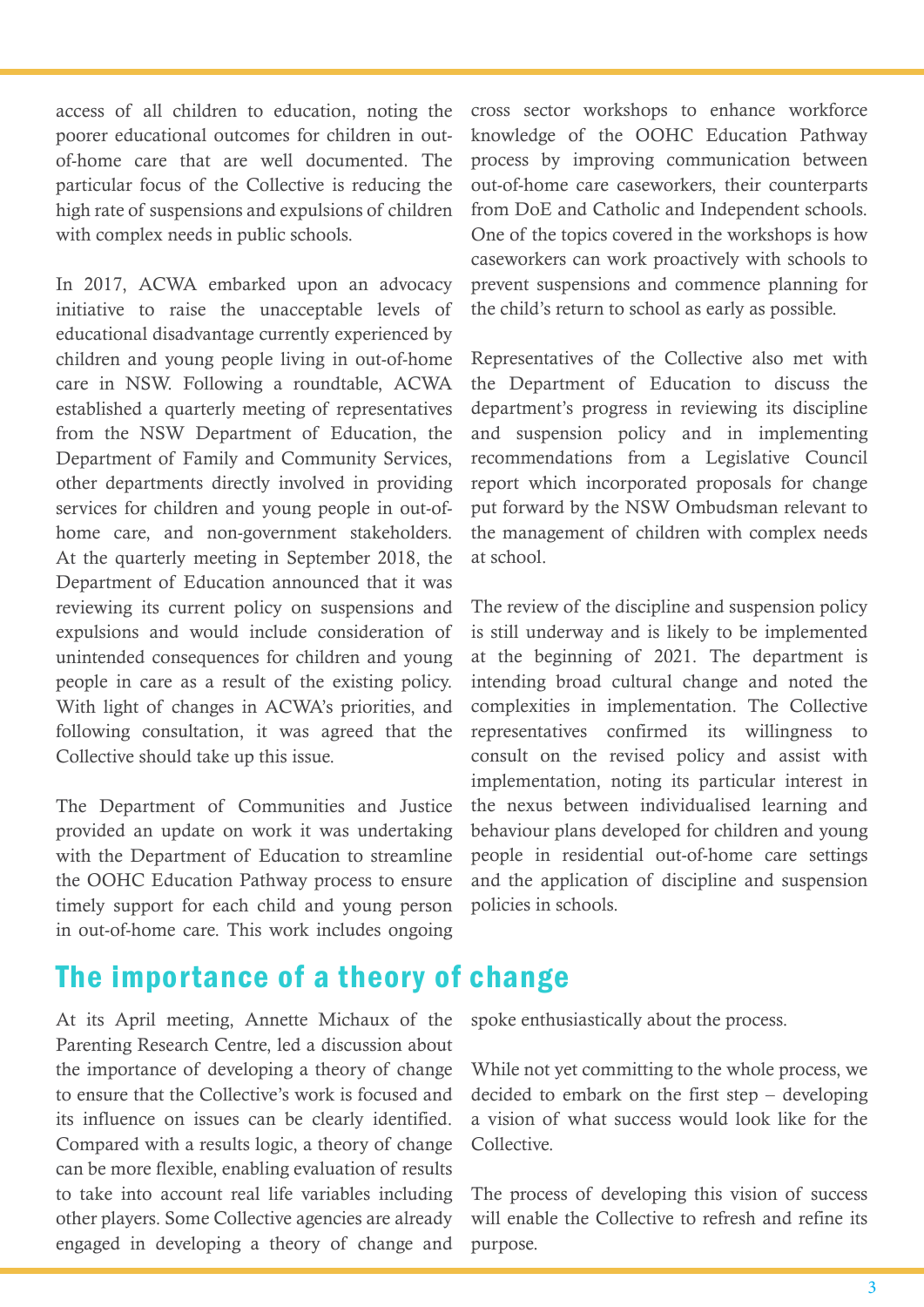access of all children to education, noting the poorer educational outcomes for children in out-of-home care that are well documented. The particular focus of the Collective is reducing the high rate of suspensions and expulsions of children with complex needs in public schools.

In 2017, ACWA embarked upon an advocacy initiative to raise the unacceptable levels of educational disadvantage currently experienced by children and young people living in out-of-home care in NSW. Following a roundtable, ACWA established a quarterly meeting of representatives from the NSW Department of Education, the Department of Family and Community Services, other departments directly involved in providing services for children and young people in out-of-home care, and non-government stakeholders. At the quarterly meeting in September 2018, the Department of Education announced that it was reviewing its current policy on suspensions and expulsions and would include consideration of unintended consequences for children and young people in care as a result of the existing policy. With light of changes in ACWA's priorities, and following consultation, it was agreed that the Collective should take up this issue.

The Department of Communities and Justice provided an update on work it was undertaking with the Department of Education to streamline the OOHC Education Pathway process to ensure timely support for each child and young person in out-of-home care. This work includes ongoing cross sector workshops to enhance workforce knowledge of the OOHC Education Pathway process by improving communication between out-of-home care caseworkers, their counterparts from DoE and Catholic and Independent schools. One of the topics covered in the workshops is how caseworkers can work proactively with schools to prevent suspensions and commence planning for the child's return to school as early as possible.

Representatives of the Collective also met with the Department of Education to discuss the department's progress in reviewing its discipline and suspension policy and in implementing recommendations from a Legislative Council report which incorporated proposals for change put forward by the NSW Ombudsman relevant to the management of children with complex needs at school.

The review of the discipline and suspension policy is still underway and is likely to be implemented at the beginning of 2021. The department is intending broad cultural change and noted the complexities in implementation. The Collective representatives confirmed its willingness to consult on the revised policy and assist with implementation, noting its particular interest in the nexus between individualised learning and behaviour plans developed for children and young people in residential out-of-home care settings and the application of discipline and suspension policies in schools.

## The importance of a theory of change

At its April meeting, Annette Michaux of the Parenting Research Centre, led a discussion about the importance of developing a theory of change to ensure that the Collective's work is focused and its influence on issues can be clearly identified. Compared with a results logic, a theory of change can be more flexible, enabling evaluation of results to take into account real life variables including other players. Some Collective agencies are already engaged in developing a theory of change and spoke enthusiastically about the process.

While not yet committing to the whole process, we decided to embark on the first step – developing a vision of what success would look like for the Collective.

The process of developing this vision of success will enable the Collective to refresh and refine its purpose.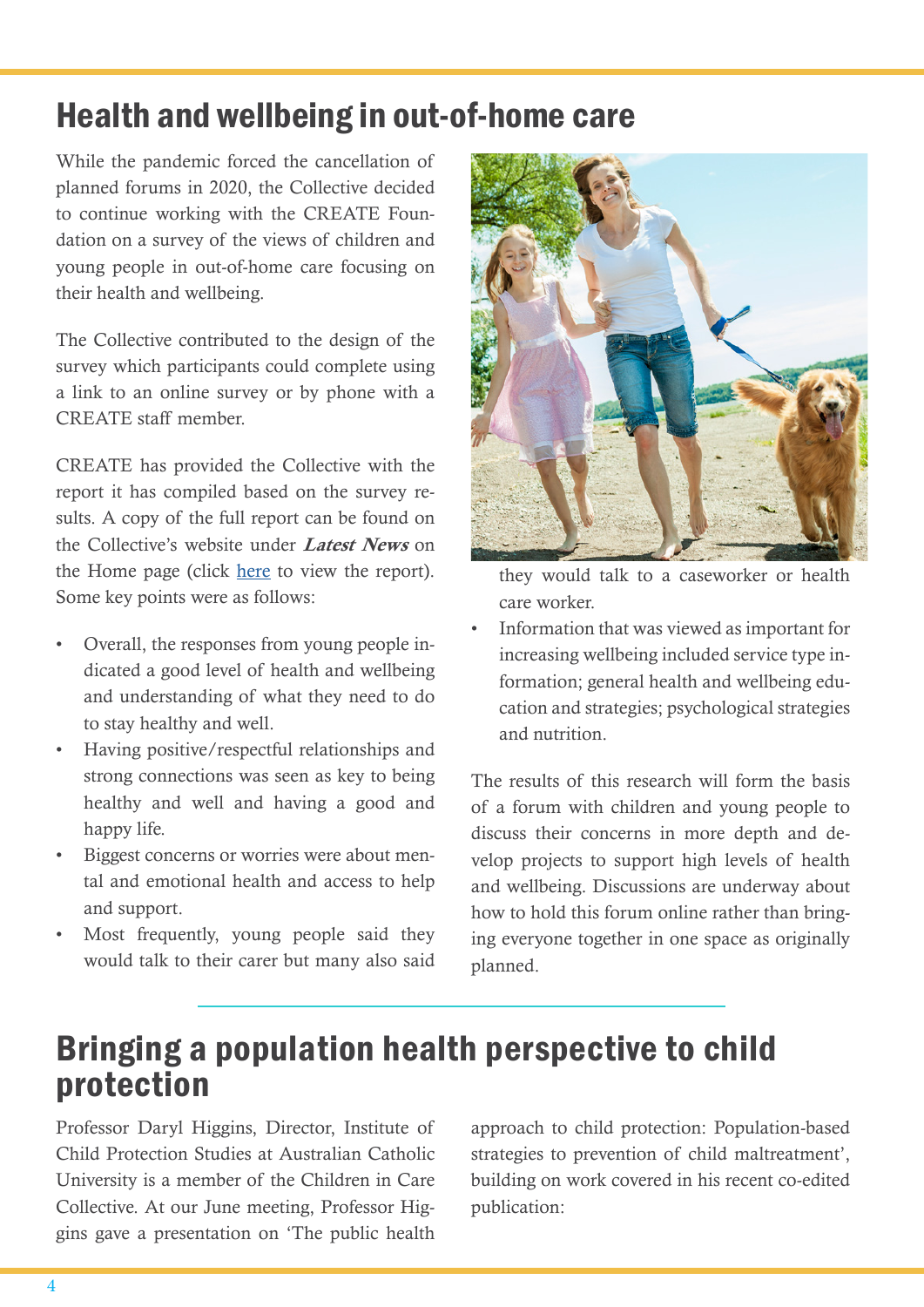## Health and wellbeing in out-of-home care

While the pandemic forced the cancellation of planned forums in 2020, the Collective decided to continue working with the CREATE Foundation on a survey of the views of children and young people in out-of-home care focusing on their health and wellbeing.

The Collective contributed to the design of the survey which participants could complete using a link to an online survey or by phone with a CREATE staff member.

CREATE has provided the Collective with the report it has compiled based on the survey results. A copy of the full report can be found on the Collective's website under ***Latest News*** on the Home page (click here to view the report). Some key points were as follows:

- Overall, the responses from young people indicated a good level of health and wellbeing and understanding of what they need to do to stay healthy and well.
- Having positive/respectful relationships and strong connections was seen as key to being healthy and well and having a good and happy life.
- Biggest concerns or worries were about mental and emotional health and access to help and support.
- Most frequently, young people said they would talk to their carer but many also said they would talk to a caseworker or health care worker.
- Information that was viewed as important for increasing wellbeing included service type information; general health and wellbeing education and strategies; psychological strategies and nutrition.

The results of this research will form the basis of a forum with children and young people to discuss their concerns in more depth and develop projects to support high levels of health and wellbeing. Discussions are underway about how to hold this forum online rather than bringing everyone together in one space as originally planned.

## Bringing a population health perspective to child protection

Professor Daryl Higgins, Director, Institute of Child Protection Studies at Australian Catholic University is a member of the Children in Care Collective. At our June meeting, Professor Higgins gave a presentation on 'The public health approach to child protection: Population-based strategies to prevention of child maltreatment', building on work covered in his recent co-edited publication: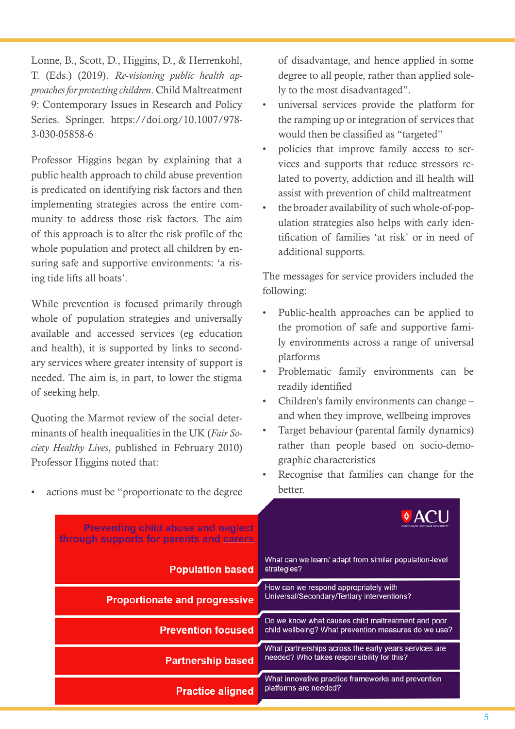Lonne, B., Scott, D., Higgins, D., & Herrenkohl, T. (Eds.) (2019). *Re-visioning public health approaches for protecting children*. Child Maltreatment 9: Contemporary Issues in Research and Policy Series. Springer. https://doi.org/10.1007/978-3-030-05858-6

Professor Higgins began by explaining that a public health approach to child abuse prevention is predicated on identifying risk factors and then implementing strategies across the entire community to address those risk factors. The aim of this approach is to alter the risk profile of the whole population and protect all children by ensuring safe and supportive environments: 'a rising tide lifts all boats'.

While prevention is focused primarily through whole of population strategies and universally available and accessed services (eg education and health), it is supported by links to secondary services where greater intensity of support is needed. The aim is, in part, to lower the stigma of seeking help.

Quoting the Marmot review of the social determinants of health inequalities in the UK (*Fair Society Healthy Lives*, published in February 2010) Professor Higgins noted that:

- actions must be "proportionate to the degree of disadvantage, and hence applied in some degree to all people, rather than applied solely to the most disadvantaged".
- universal services provide the platform for the ramping up or integration of services that would then be classified as "targeted"
- policies that improve family access to services and supports that reduce stressors related to poverty, addiction and ill health will assist with prevention of child maltreatment
- the broader availability of such whole-of-population strategies also helps with early identification of families 'at risk' or in need of additional supports.

The messages for service providers included the following:

- Public-health approaches can be applied to the promotion of safe and supportive family environments across a range of universal platforms
- Problematic family environments can be readily identified
- Children's family environments can change – and when they improve, wellbeing improves
- Target behaviour (parental family dynamics) rather than people based on socio-demographic characteristics
- Recognise that families can change for the better.

| Preventing child abuse and neglect through supports for parents and carers | ACU |
|---|---|
| **Population based** | What can we learn/ adapt from similar population-level strategies? |
| **Proportionate and progressive** | How can we respond appropriately with Universal/Secondary/Tertiary interventions? |
| **Prevention focused** | Do we know what causes child maltreatment and poor child wellbeing? What prevention measures do we use? |
| **Partnership based** | What partnerships across the early years services are needed? Who takes responsibility for this? |
| **Practice aligned** | What innovative practice frameworks and prevention platforms are needed? |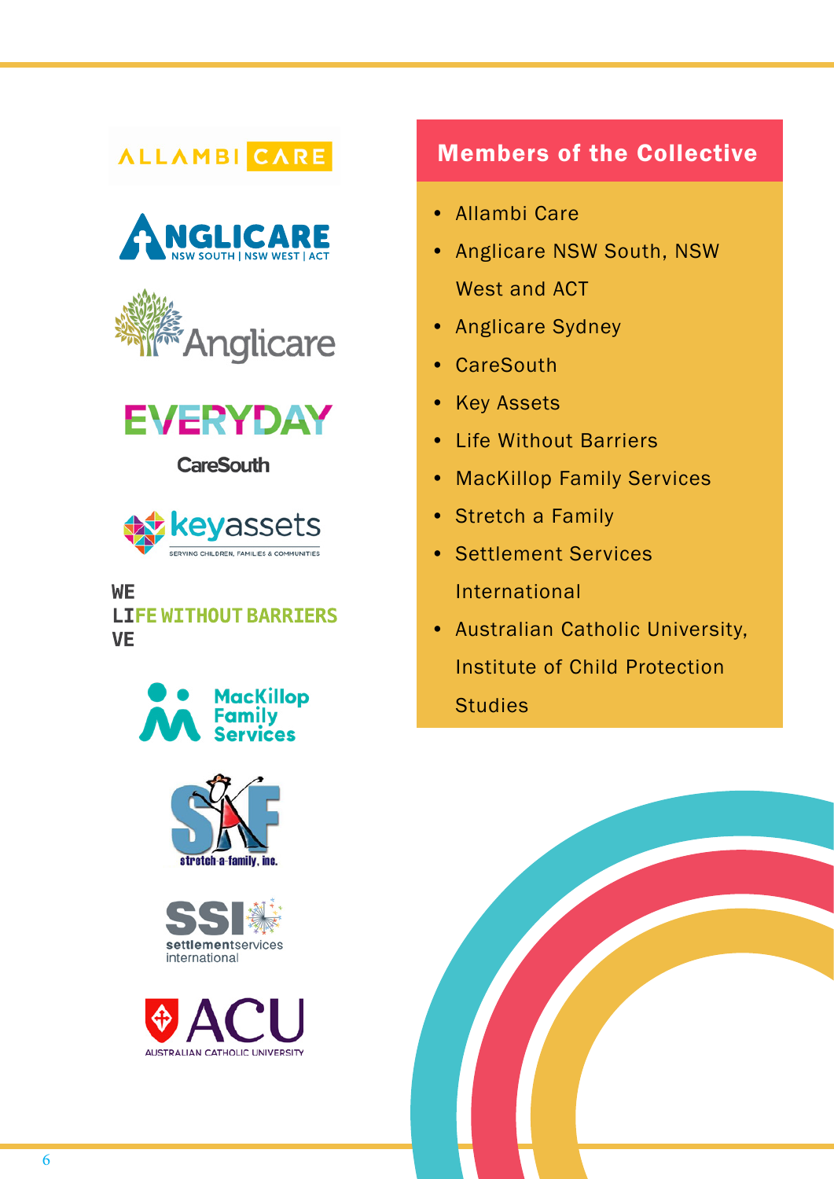## Members of the Collective

- Allambi Care
- Anglicare NSW South, NSW West and ACT
- Anglicare Sydney
- CareSouth
- Key Assets
- Life Without Barriers
- MacKillop Family Services
- Stretch a Family
- Settlement Services International
- Australian Catholic University, Institute of Child Protection Studies